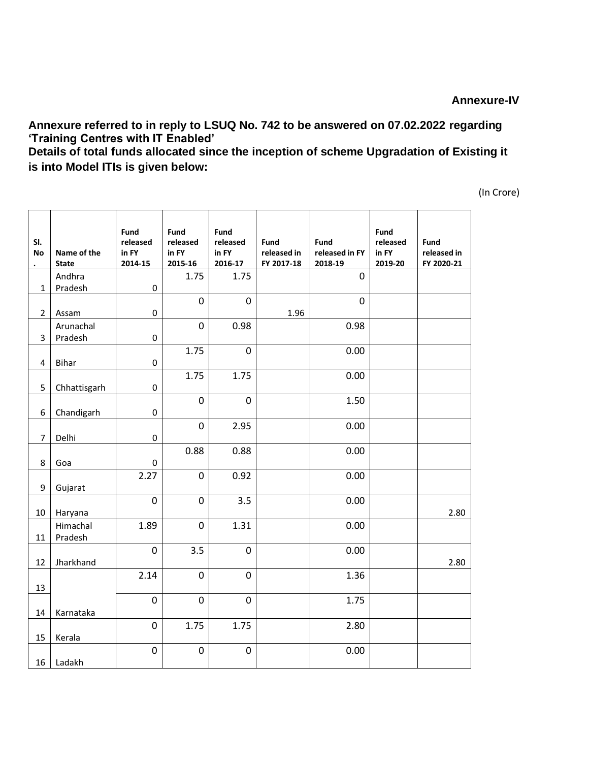**Annexure-IV**

**Annexure referred to in reply to LSUQ No. 742 to be answered on 07.02.2022 regarding 'Training Centres with IT Enabled'**

**Details of total funds allocated since the inception of scheme Upgradation of Existing it is into Model ITIs is given below:**

(In Crore)

| Sl. No. | Name of the State | Fund released in FY 2014-15 | Fund released in FY 2015-16 | Fund released in FY 2016-17 | Fund released in FY 2017-18 | Fund released in FY 2018-19 | Fund released in FY 2019-20 | Fund released in FY 2020-21 |
|---|---|---|---|---|---|---|---|---|
| 1 | Andhra Pradesh | 0 | 1.75 | 1.75 | | 0 | | |
| 2 | Assam | 0 | 0 | 0 | 1.96 | 0 | | |
| 3 | Arunachal Pradesh | 0 | 0 | 0.98 | | 0.98 | | |
| 4 | Bihar | 0 | 1.75 | 0 | | 0.00 | | |
| 5 | Chhattisgarh | 0 | 1.75 | 1.75 | | 0.00 | | |
| 6 | Chandigarh | 0 | 0 | 0 | | 1.50 | | |
| 7 | Delhi | 0 | 0 | 2.95 | | 0.00 | | |
| 8 | Goa | 0 | 0.88 | 0.88 | | 0.00 | | |
| 9 | Gujarat | 2.27 | 0 | 0.92 | | 0.00 | | |
| 10 | Haryana | 0 | 0 | 3.5 | | 0.00 | | 2.80 |
| 11 | Himachal Pradesh | 1.89 | 0 | 1.31 | | 0.00 | | |
| 12 | Jharkhand | 0 | 3.5 | 0 | | 0.00 | | 2.80 |
| 13 | | 2.14 | 0 | 0 | | 1.36 | | |
| 14 | Karnataka | 0 | 0 | 0 | | 1.75 | | |
| 15 | Kerala | 0 | 1.75 | 1.75 | | 2.80 | | |
| 16 | Ladakh | 0 | 0 | 0 | | 0.00 | | |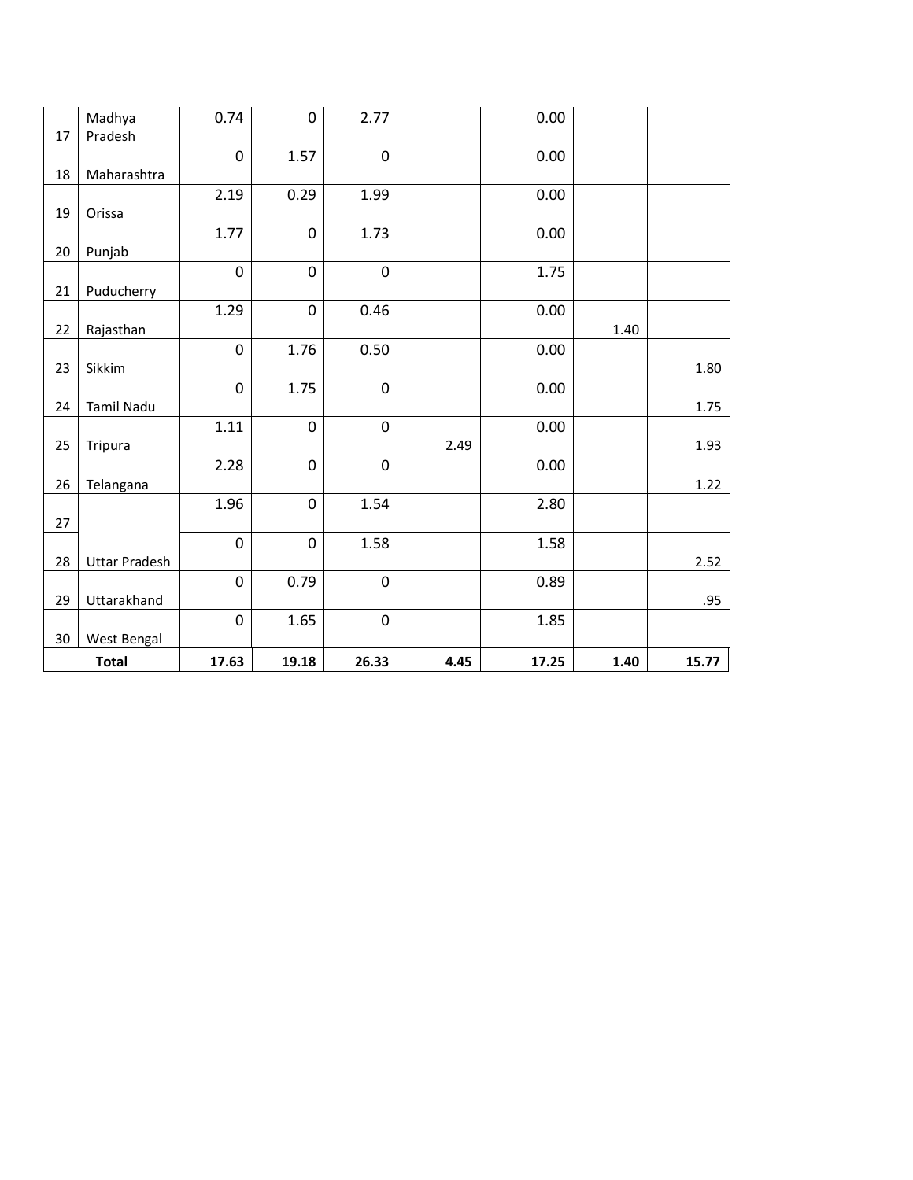| | | | | | | | | |
|---|---|---|---|---|---|---|---|---|
| 17 | Madhya Pradesh | 0.74 | 0 | 2.77 | | 0.00 | | |
| 18 | Maharashtra | 0 | 1.57 | 0 | | 0.00 | | |
| 19 | Orissa | 2.19 | 0.29 | 1.99 | | 0.00 | | |
| 20 | Punjab | 1.77 | 0 | 1.73 | | 0.00 | | |
| 21 | Puducherry | 0 | 0 | 0 | | 1.75 | | |
| 22 | Rajasthan | 1.29 | 0 | 0.46 | | 0.00 | 1.40 | |
| 23 | Sikkim | 0 | 1.76 | 0.50 | | 0.00 | | 1.80 |
| 24 | Tamil Nadu | 0 | 1.75 | 0 | | 0.00 | | 1.75 |
| 25 | Tripura | 1.11 | 0 | 0 | 2.49 | 0.00 | | 1.93 |
| 26 | Telangana | 2.28 | 0 | 0 | | 0.00 | | 1.22 |
| 27 | | 1.96 | 0 | 1.54 | | 2.80 | | |
| 28 | Uttar Pradesh | 0 | 0 | 1.58 | | 1.58 | | 2.52 |
| 29 | Uttarakhand | 0 | 0.79 | 0 | | 0.89 | | .95 |
| 30 | West Bengal | 0 | 1.65 | 0 | | 1.85 | | |
| **Total** | | **17.63** | **19.18** | **26.33** | **4.45** | **17.25** | **1.40** | **15.77** |